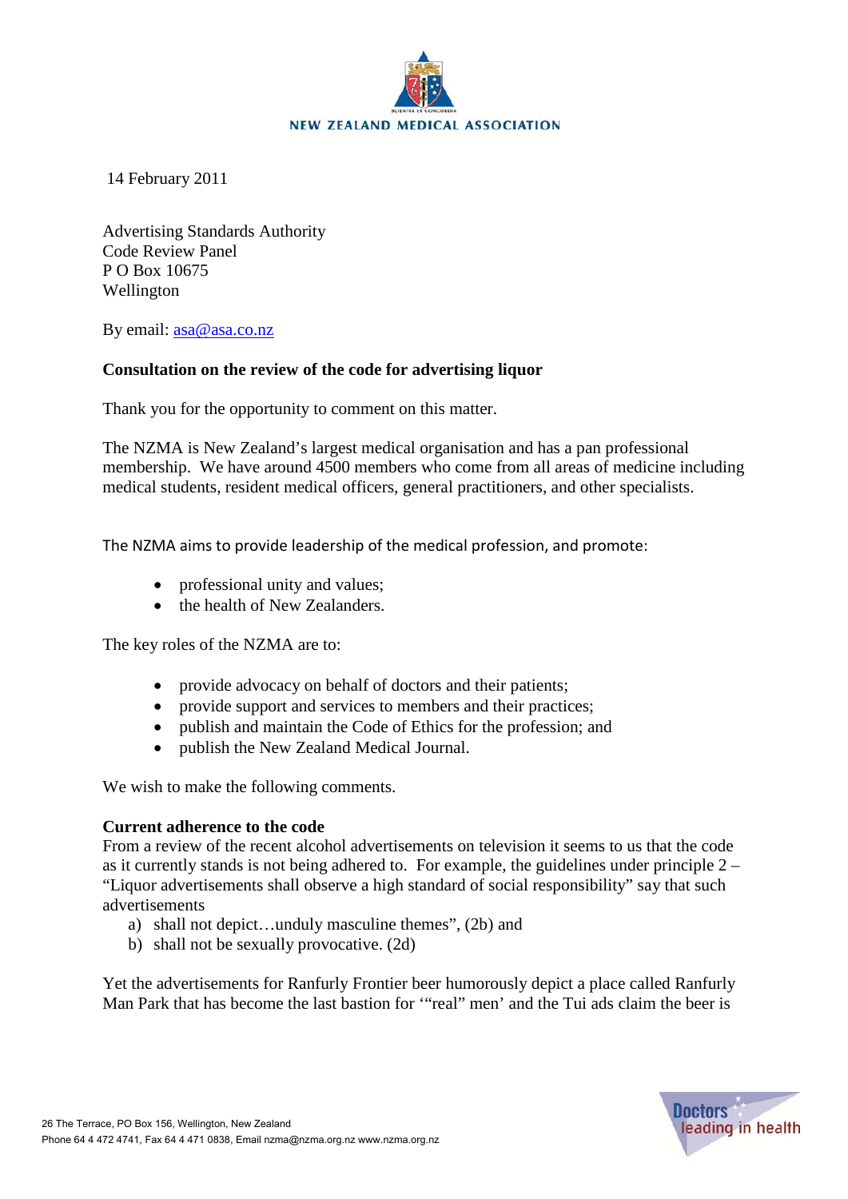NEW ZEALAND MEDICAL ASSOCIATION

14 February 2011

Advertising Standards Authority
Code Review Panel
P O Box 10675
Wellington

By email: asa@asa.co.nz

**Consultation on the review of the code for advertising liquor**

Thank you for the opportunity to comment on this matter.

The NZMA is New Zealand's largest medical organisation and has a pan professional membership. We have around 4500 members who come from all areas of medicine including medical students, resident medical officers, general practitioners, and other specialists.

The NZMA aims to provide leadership of the medical profession, and promote:

- professional unity and values;
- the health of New Zealanders.

The key roles of the NZMA are to:

- provide advocacy on behalf of doctors and their patients;
- provide support and services to members and their practices;
- publish and maintain the Code of Ethics for the profession; and
- publish the New Zealand Medical Journal.

We wish to make the following comments.

**Current adherence to the code**

From a review of the recent alcohol advertisements on television it seems to us that the code as it currently stands is not being adhered to. For example, the guidelines under principle 2 – "Liquor advertisements shall observe a high standard of social responsibility" say that such advertisements

a) shall not depict…unduly masculine themes", (2b) and
b) shall not be sexually provocative. (2d)

Yet the advertisements for Ranfurly Frontier beer humorously depict a place called Ranfurly Man Park that has become the last bastion for '"real" men' and the Tui ads claim the beer is

26 The Terrace, PO Box 156, Wellington, New Zealand
Phone 64 4 472 4741, Fax 64 4 471 0838, Email nzma@nzma.org.nz www.nzma.org.nz

Doctors leading in health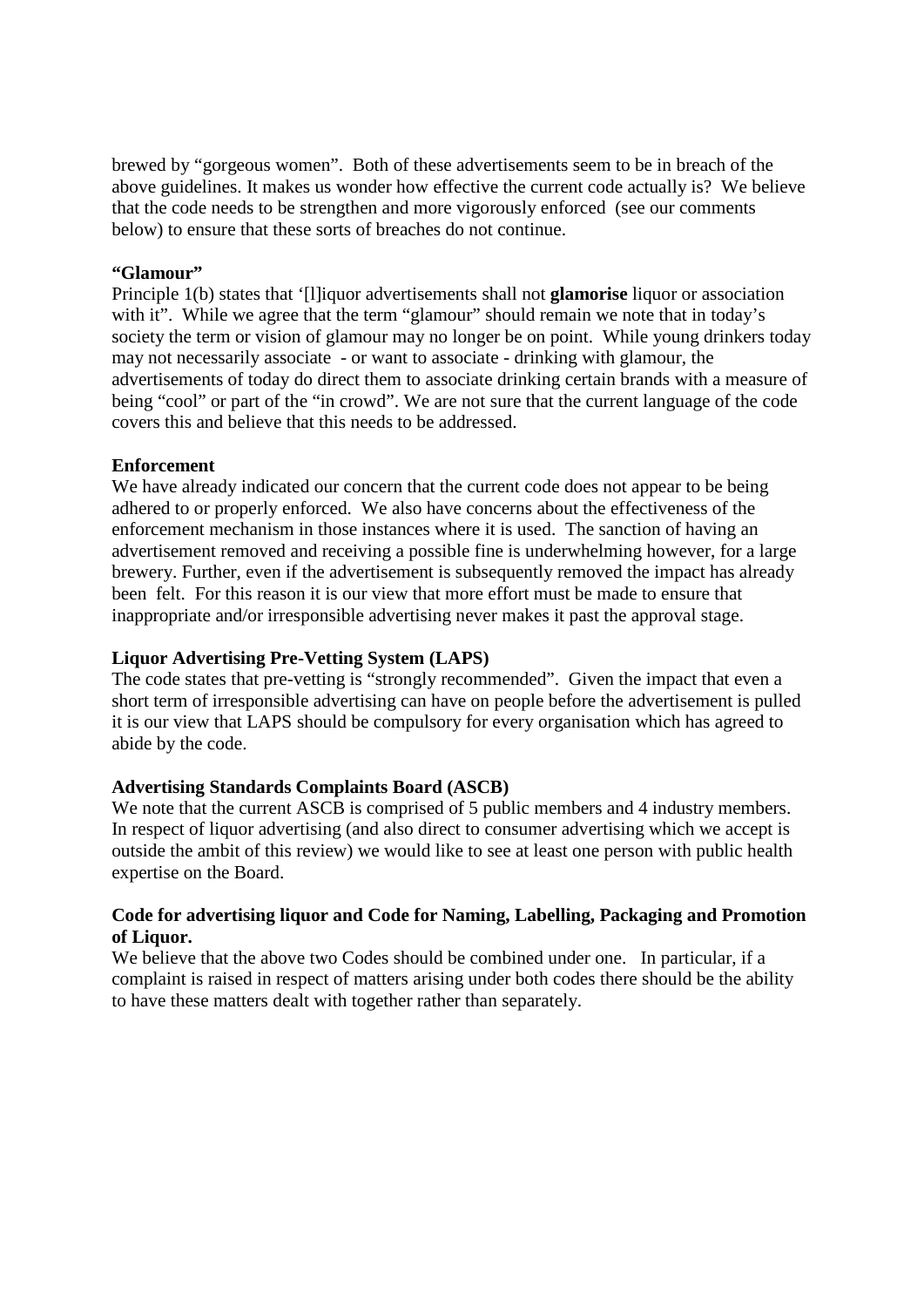brewed by "gorgeous women". Both of these advertisements seem to be in breach of the above guidelines. It makes us wonder how effective the current code actually is? We believe that the code needs to be strengthen and more vigorously enforced (see our comments below) to ensure that these sorts of breaches do not continue.

**"Glamour"**

Principle 1(b) states that '[l]iquor advertisements shall not **glamorise** liquor or association with it". While we agree that the term "glamour" should remain we note that in today's society the term or vision of glamour may no longer be on point. While young drinkers today may not necessarily associate - or want to associate - drinking with glamour, the advertisements of today do direct them to associate drinking certain brands with a measure of being "cool" or part of the "in crowd". We are not sure that the current language of the code covers this and believe that this needs to be addressed.

**Enforcement**

We have already indicated our concern that the current code does not appear to be being adhered to or properly enforced. We also have concerns about the effectiveness of the enforcement mechanism in those instances where it is used. The sanction of having an advertisement removed and receiving a possible fine is underwhelming however, for a large brewery. Further, even if the advertisement is subsequently removed the impact has already been felt. For this reason it is our view that more effort must be made to ensure that inappropriate and/or irresponsible advertising never makes it past the approval stage.

**Liquor Advertising Pre-Vetting System (LAPS)**

The code states that pre-vetting is "strongly recommended". Given the impact that even a short term of irresponsible advertising can have on people before the advertisement is pulled it is our view that LAPS should be compulsory for every organisation which has agreed to abide by the code.

**Advertising Standards Complaints Board (ASCB)**

We note that the current ASCB is comprised of 5 public members and 4 industry members. In respect of liquor advertising (and also direct to consumer advertising which we accept is outside the ambit of this review) we would like to see at least one person with public health expertise on the Board.

**Code for advertising liquor and Code for Naming, Labelling, Packaging and Promotion of Liquor.**

We believe that the above two Codes should be combined under one. In particular, if a complaint is raised in respect of matters arising under both codes there should be the ability to have these matters dealt with together rather than separately.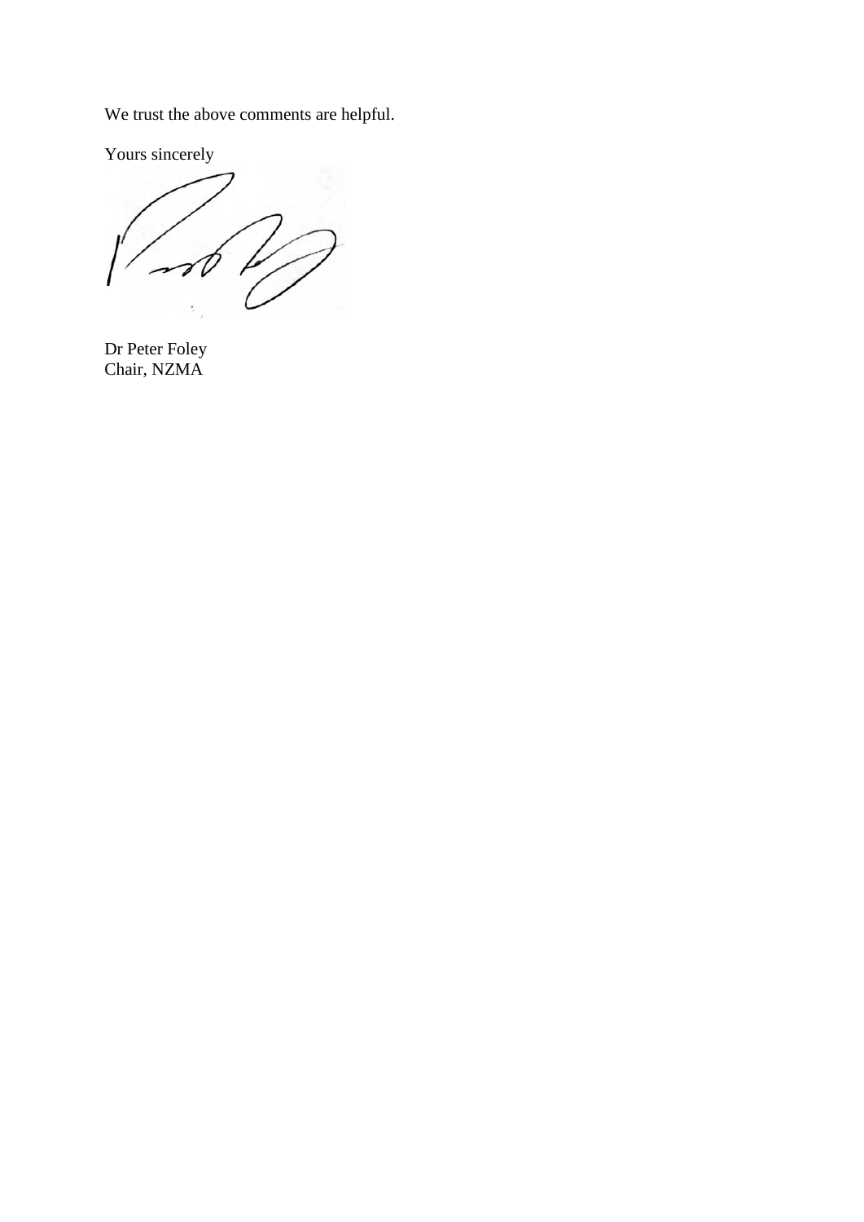We trust the above comments are helpful.

Yours sincerely

Dr Peter Foley
Chair, NZMA